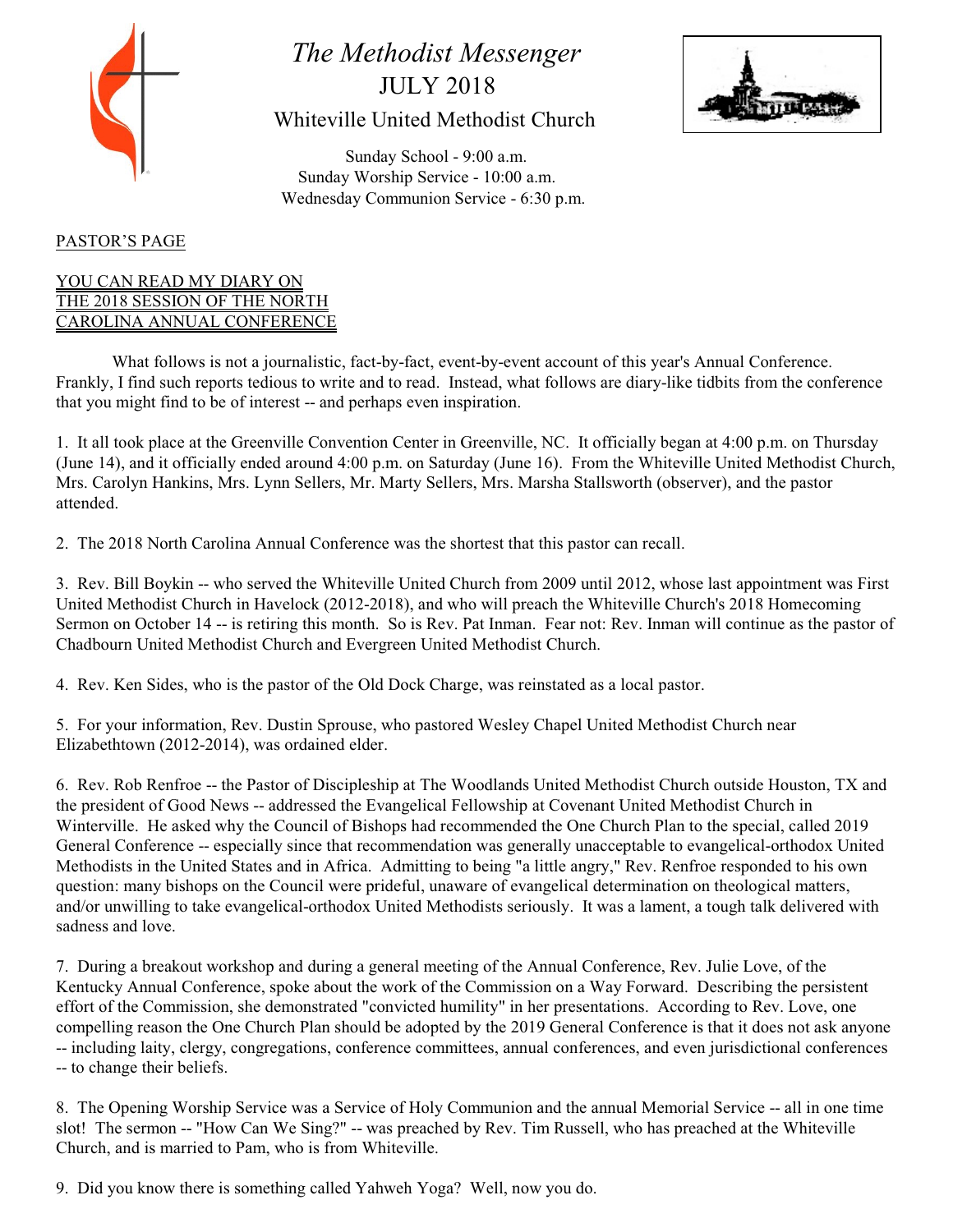# *The Methodist Messenger*

## JULY 2018

### Whiteville United Methodist Church

Sunday School - 9:00 a.m.
Sunday Worship Service - 10:00 a.m.
Wednesday Communion Service - 6:30 p.m.

PASTOR'S PAGE

## YOU CAN READ MY DIARY ON THE 2018 SESSION OF THE NORTH CAROLINA ANNUAL CONFERENCE

What follows is not a journalistic, fact-by-fact, event-by-event account of this year's Annual Conference. Frankly, I find such reports tedious to write and to read. Instead, what follows are diary-like tidbits from the conference that you might find to be of interest -- and perhaps even inspiration.

1. It all took place at the Greenville Convention Center in Greenville, NC. It officially began at 4:00 p.m. on Thursday (June 14), and it officially ended around 4:00 p.m. on Saturday (June 16). From the Whiteville United Methodist Church, Mrs. Carolyn Hankins, Mrs. Lynn Sellers, Mr. Marty Sellers, Mrs. Marsha Stallsworth (observer), and the pastor attended.

2. The 2018 North Carolina Annual Conference was the shortest that this pastor can recall.

3. Rev. Bill Boykin -- who served the Whiteville United Church from 2009 until 2012, whose last appointment was First United Methodist Church in Havelock (2012-2018), and who will preach the Whiteville Church's 2018 Homecoming Sermon on October 14 -- is retiring this month. So is Rev. Pat Inman. Fear not: Rev. Inman will continue as the pastor of Chadbourn United Methodist Church and Evergreen United Methodist Church.

4. Rev. Ken Sides, who is the pastor of the Old Dock Charge, was reinstated as a local pastor.

5. For your information, Rev. Dustin Sprouse, who pastored Wesley Chapel United Methodist Church near Elizabethtown (2012-2014), was ordained elder.

6. Rev. Rob Renfroe -- the Pastor of Discipleship at The Woodlands United Methodist Church outside Houston, TX and the president of Good News -- addressed the Evangelical Fellowship at Covenant United Methodist Church in Winterville. He asked why the Council of Bishops had recommended the One Church Plan to the special, called 2019 General Conference -- especially since that recommendation was generally unacceptable to evangelical-orthodox United Methodists in the United States and in Africa. Admitting to being "a little angry," Rev. Renfroe responded to his own question: many bishops on the Council were prideful, unaware of evangelical determination on theological matters, and/or unwilling to take evangelical-orthodox United Methodists seriously. It was a lament, a tough talk delivered with sadness and love.

7. During a breakout workshop and during a general meeting of the Annual Conference, Rev. Julie Love, of the Kentucky Annual Conference, spoke about the work of the Commission on a Way Forward. Describing the persistent effort of the Commission, she demonstrated "convicted humility" in her presentations. According to Rev. Love, one compelling reason the One Church Plan should be adopted by the 2019 General Conference is that it does not ask anyone -- including laity, clergy, congregations, conference committees, annual conferences, and even jurisdictional conferences -- to change their beliefs.

8. The Opening Worship Service was a Service of Holy Communion and the annual Memorial Service -- all in one time slot! The sermon -- "How Can We Sing?" -- was preached by Rev. Tim Russell, who has preached at the Whiteville Church, and is married to Pam, who is from Whiteville.

9. Did you know there is something called Yahweh Yoga? Well, now you do.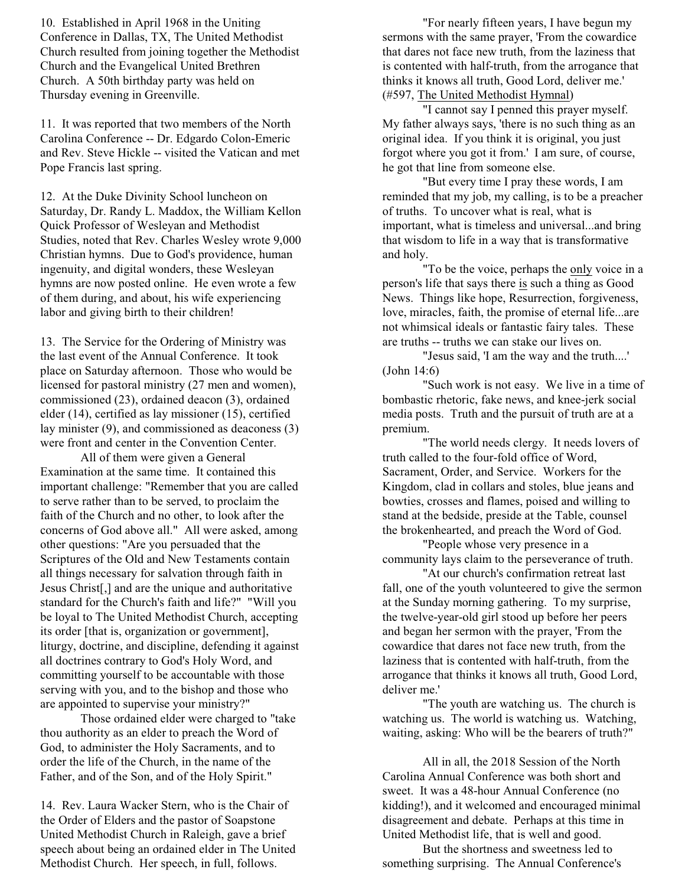10. Established in April 1968 in the Uniting Conference in Dallas, TX, The United Methodist Church resulted from joining together the Methodist Church and the Evangelical United Brethren Church. A 50th birthday party was held on Thursday evening in Greenville.

11. It was reported that two members of the North Carolina Conference -- Dr. Edgardo Colon-Emeric and Rev. Steve Hickle -- visited the Vatican and met Pope Francis last spring.

12. At the Duke Divinity School luncheon on Saturday, Dr. Randy L. Maddox, the William Kellon Quick Professor of Wesleyan and Methodist Studies, noted that Rev. Charles Wesley wrote 9,000 Christian hymns. Due to God's providence, human ingenuity, and digital wonders, these Wesleyan hymns are now posted online. He even wrote a few of them during, and about, his wife experiencing labor and giving birth to their children!

13. The Service for the Ordering of Ministry was the last event of the Annual Conference. It took place on Saturday afternoon. Those who would be licensed for pastoral ministry (27 men and women), commissioned (23), ordained deacon (3), ordained elder (14), certified as lay missioner (15), certified lay minister (9), and commissioned as deaconess (3) were front and center in the Convention Center.

All of them were given a General Examination at the same time. It contained this important challenge: "Remember that you are called to serve rather than to be served, to proclaim the faith of the Church and no other, to look after the concerns of God above all." All were asked, among other questions: "Are you persuaded that the Scriptures of the Old and New Testaments contain all things necessary for salvation through faith in Jesus Christ[,] and are the unique and authoritative standard for the Church's faith and life?" "Will you be loyal to The United Methodist Church, accepting its order [that is, organization or government], liturgy, doctrine, and discipline, defending it against all doctrines contrary to God's Holy Word, and committing yourself to be accountable with those serving with you, and to the bishop and those who are appointed to supervise your ministry?"

Those ordained elder were charged to "take thou authority as an elder to preach the Word of God, to administer the Holy Sacraments, and to order the life of the Church, in the name of the Father, and of the Son, and of the Holy Spirit."

14. Rev. Laura Wacker Stern, who is the Chair of the Order of Elders and the pastor of Soapstone United Methodist Church in Raleigh, gave a brief speech about being an ordained elder in The United Methodist Church. Her speech, in full, follows.

"For nearly fifteen years, I have begun my sermons with the same prayer, 'From the cowardice that dares not face new truth, from the laziness that is contented with half-truth, from the arrogance that thinks it knows all truth, Good Lord, deliver me.' (#597, The United Methodist Hymnal)

"I cannot say I penned this prayer myself. My father always says, 'there is no such thing as an original idea. If you think it is original, you just forgot where you got it from.' I am sure, of course, he got that line from someone else.

"But every time I pray these words, I am reminded that my job, my calling, is to be a preacher of truths. To uncover what is real, what is important, what is timeless and universal...and bring that wisdom to life in a way that is transformative and holy.

"To be the voice, perhaps the only voice in a person's life that says there is such a thing as Good News. Things like hope, Resurrection, forgiveness, love, miracles, faith, the promise of eternal life...are not whimsical ideals or fantastic fairy tales. These are truths -- truths we can stake our lives on.

"Jesus said, 'I am the way and the truth....' (John 14:6)

"Such work is not easy. We live in a time of bombastic rhetoric, fake news, and knee-jerk social media posts. Truth and the pursuit of truth are at a premium.

"The world needs clergy. It needs lovers of truth called to the four-fold office of Word, Sacrament, Order, and Service. Workers for the Kingdom, clad in collars and stoles, blue jeans and bowties, crosses and flames, poised and willing to stand at the bedside, preside at the Table, counsel the brokenhearted, and preach the Word of God.

"People whose very presence in a community lays claim to the perseverance of truth.

"At our church's confirmation retreat last fall, one of the youth volunteered to give the sermon at the Sunday morning gathering. To my surprise, the twelve-year-old girl stood up before her peers and began her sermon with the prayer, 'From the cowardice that dares not face new truth, from the laziness that is contented with half-truth, from the arrogance that thinks it knows all truth, Good Lord, deliver me.'

"The youth are watching us. The church is watching us. The world is watching us. Watching, waiting, asking: Who will be the bearers of truth?"

All in all, the 2018 Session of the North Carolina Annual Conference was both short and sweet. It was a 48-hour Annual Conference (no kidding!), and it welcomed and encouraged minimal disagreement and debate. Perhaps at this time in United Methodist life, that is well and good.

But the shortness and sweetness led to something surprising. The Annual Conference's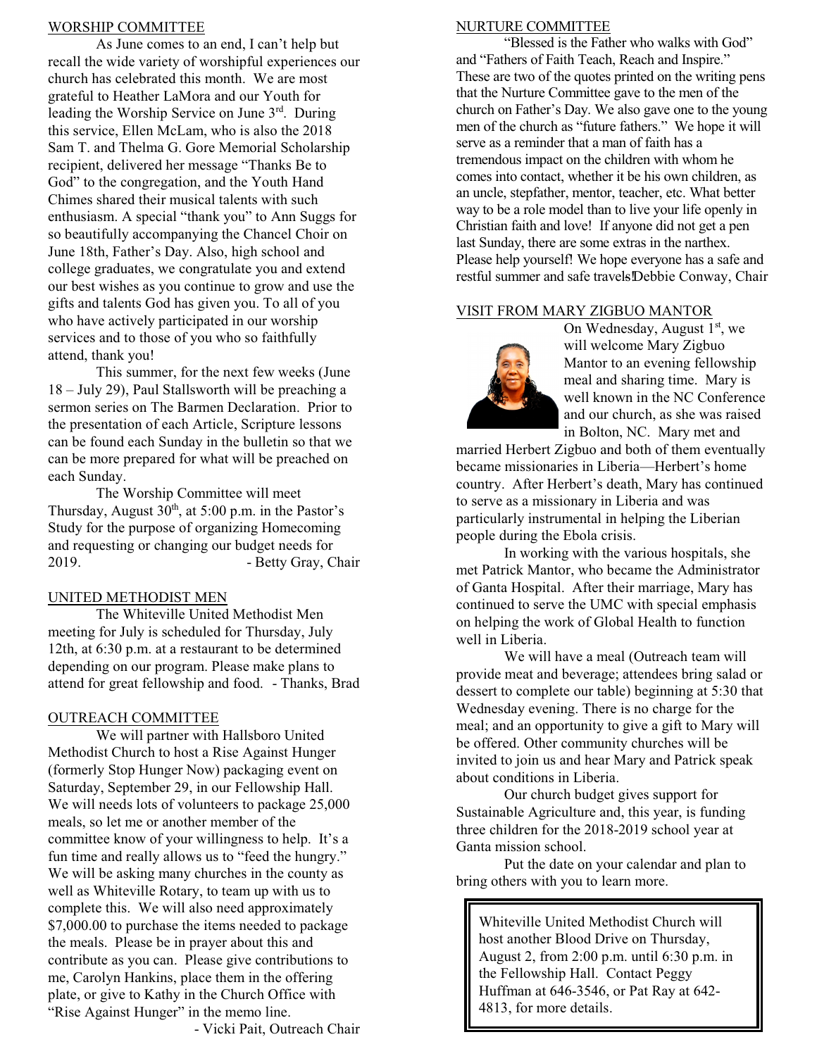## WORSHIP COMMITTEE

As June comes to an end, I can't help but recall the wide variety of worshipful experiences our church has celebrated this month. We are most grateful to Heather LaMora and our Youth for leading the Worship Service on June 3rd. During this service, Ellen McLam, who is also the 2018 Sam T. and Thelma G. Gore Memorial Scholarship recipient, delivered her message "Thanks Be to God" to the congregation, and the Youth Hand Chimes shared their musical talents with such enthusiasm. A special "thank you" to Ann Suggs for so beautifully accompanying the Chancel Choir on June 18th, Father's Day. Also, high school and college graduates, we congratulate you and extend our best wishes as you continue to grow and use the gifts and talents God has given you. To all of you who have actively participated in our worship services and to those of you who so faithfully attend, thank you!

This summer, for the next few weeks (June 18 – July 29), Paul Stallsworth will be preaching a sermon series on The Barmen Declaration. Prior to the presentation of each Article, Scripture lessons can be found each Sunday in the bulletin so that we can be more prepared for what will be preached on each Sunday.

The Worship Committee will meet Thursday, August 30th, at 5:00 p.m. in the Pastor's Study for the purpose of organizing Homecoming and requesting or changing our budget needs for 2019. - Betty Gray, Chair

## UNITED METHODIST MEN

The Whiteville United Methodist Men meeting for July is scheduled for Thursday, July 12th, at 6:30 p.m. at a restaurant to be determined depending on our program. Please make plans to attend for great fellowship and food. - Thanks, Brad

## OUTREACH COMMITTEE

We will partner with Hallsboro United Methodist Church to host a Rise Against Hunger (formerly Stop Hunger Now) packaging event on Saturday, September 29, in our Fellowship Hall. We will needs lots of volunteers to package 25,000 meals, so let me or another member of the committee know of your willingness to help. It's a fun time and really allows us to "feed the hungry." We will be asking many churches in the county as well as Whiteville Rotary, to team up with us to complete this. We will also need approximately $7,000.00 to purchase the items needed to package the meals. Please be in prayer about this and contribute as you can. Please give contributions to me, Carolyn Hankins, place them in the offering plate, or give to Kathy in the Church Office with "Rise Against Hunger" in the memo line.

- Vicki Pait, Outreach Chair

## NURTURE COMMITTEE

"Blessed is the Father who walks with God" and "Fathers of Faith Teach, Reach and Inspire." These are two of the quotes printed on the writing pens that the Nurture Committee gave to the men of the church on Father's Day. We also gave one to the young men of the church as "future fathers." We hope it will serve as a reminder that a man of faith has a tremendous impact on the children with whom he comes into contact, whether it be his own children, as an uncle, stepfather, mentor, teacher, etc. What better way to be a role model than to live your life openly in Christian faith and love! If anyone did not get a pen last Sunday, there are some extras in the narthex. Please help yourself! We hope everyone has a safe and restful summer and safe travels! Debbie Conway, Chair

## VISIT FROM MARY ZIGBUO MANTOR

On Wednesday, August 1st, we will welcome Mary Zigbuo Mantor to an evening fellowship meal and sharing time. Mary is well known in the NC Conference and our church, as she was raised in Bolton, NC. Mary met and married Herbert Zigbuo and both of them eventually became missionaries in Liberia—Herbert's home country. After Herbert's death, Mary has continued to serve as a missionary in Liberia and was particularly instrumental in helping the Liberian people during the Ebola crisis.

In working with the various hospitals, she met Patrick Mantor, who became the Administrator of Ganta Hospital. After their marriage, Mary has continued to serve the UMC with special emphasis on helping the work of Global Health to function well in Liberia.

We will have a meal (Outreach team will provide meat and beverage; attendees bring salad or dessert to complete our table) beginning at 5:30 that Wednesday evening. There is no charge for the meal; and an opportunity to give a gift to Mary will be offered. Other community churches will be invited to join us and hear Mary and Patrick speak about conditions in Liberia.

Our church budget gives support for Sustainable Agriculture and, this year, is funding three children for the 2018-2019 school year at Ganta mission school.

Put the date on your calendar and plan to bring others with you to learn more.

Whiteville United Methodist Church will host another Blood Drive on Thursday, August 2, from 2:00 p.m. until 6:30 p.m. in the Fellowship Hall. Contact Peggy Huffman at 646-3546, or Pat Ray at 642-4813, for more details.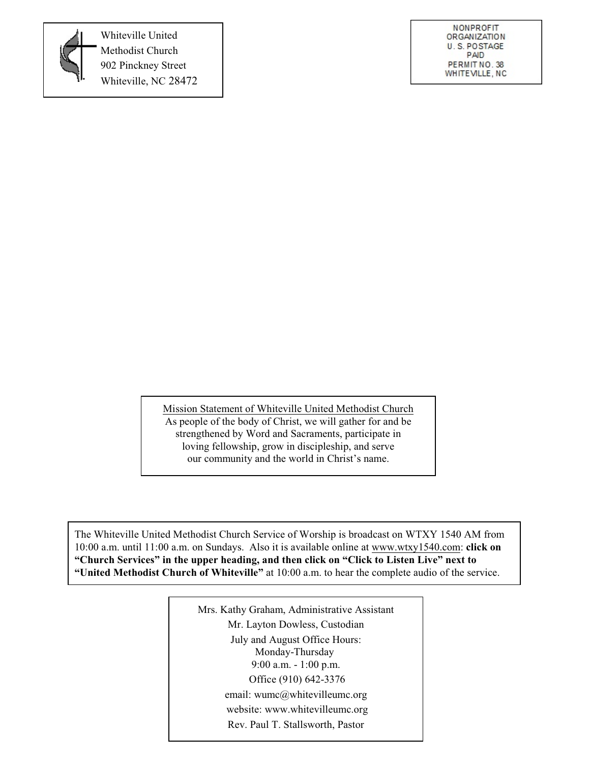Whiteville United
Methodist Church
902 Pinckney Street
Whiteville, NC 28472

NONPROFIT
ORGANIZATION
U. S. POSTAGE
PAID
PERMIT NO. 38
WHITEVILLE, NC

Mission Statement of Whiteville United Methodist Church

As people of the body of Christ, we will gather for and be strengthened by Word and Sacraments, participate in loving fellowship, grow in discipleship, and serve our community and the world in Christ's name.

The Whiteville United Methodist Church Service of Worship is broadcast on WTXY 1540 AM from 10:00 a.m. until 11:00 a.m. on Sundays. Also it is available online at www.wtxy1540.com: **click on "Church Services" in the upper heading, and then click on "Click to Listen Live" next to "United Methodist Church of Whiteville"** at 10:00 a.m. to hear the complete audio of the service.

Mrs. Kathy Graham, Administrative Assistant
Mr. Layton Dowless, Custodian
July and August Office Hours:
Monday-Thursday
9:00 a.m. - 1:00 p.m.
Office (910) 642-3376
email: wumc@whitevilleumc.org
website: www.whitevilleumc.org
Rev. Paul T. Stallsworth, Pastor